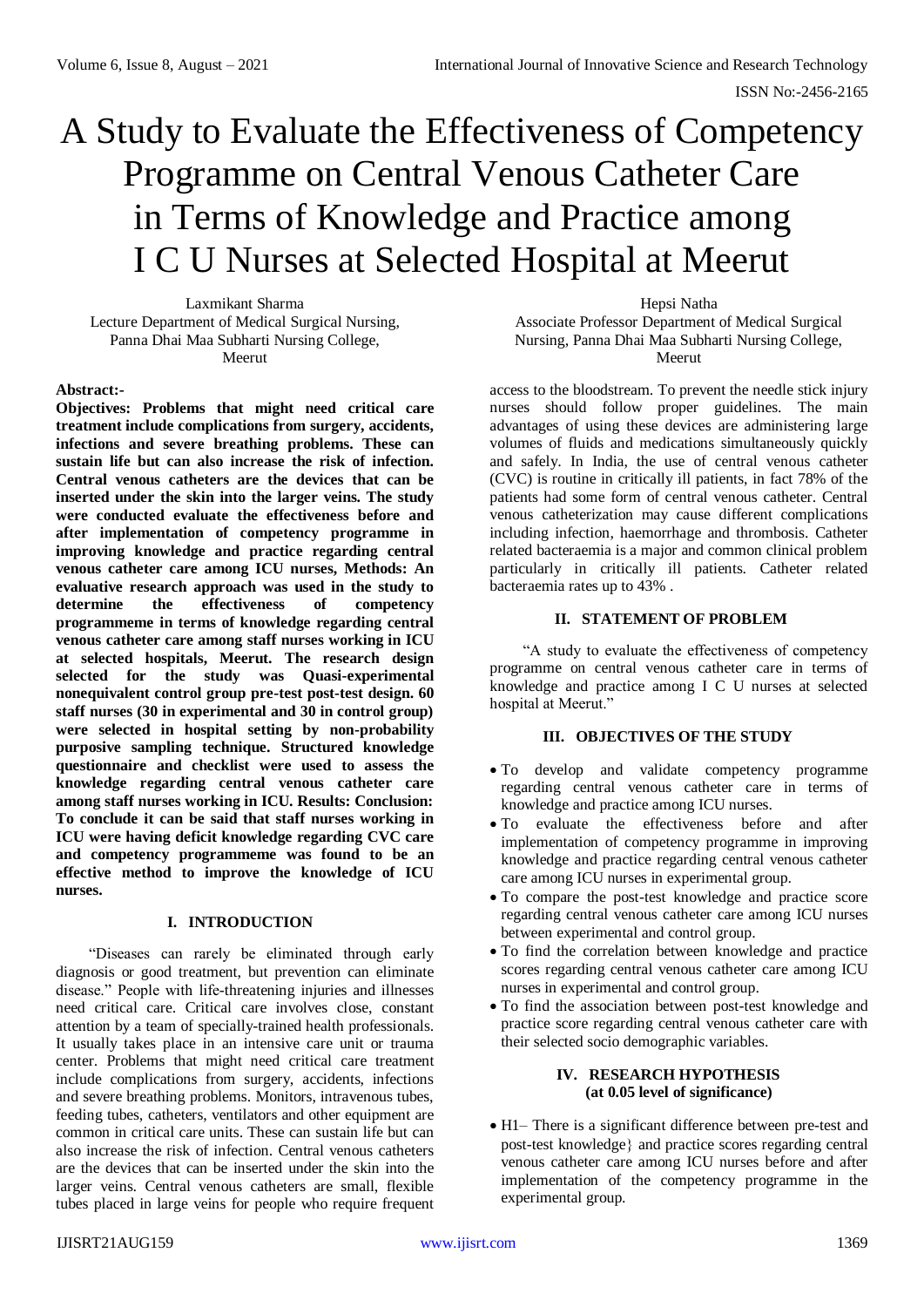# A Study to Evaluate the Effectiveness of Competency Programme on Central Venous Catheter Care in Terms of Knowledge and Practice among I C U Nurses at Selected Hospital at Meerut

Laxmikant Sharma
Lecture Department of Medical Surgical Nursing, Panna Dhai Maa Subharti Nursing College, Meerut

Hepsi Natha
Associate Professor Department of Medical Surgical Nursing, Panna Dhai Maa Subharti Nursing College, Meerut

**Abstract:-**

**Objectives: Problems that might need critical care treatment include complications from surgery, accidents, infections and severe breathing problems. These can sustain life but can also increase the risk of infection. Central venous catheters are the devices that can be inserted under the skin into the larger veins. The study were conducted evaluate the effectiveness before and after implementation of competency programme in improving knowledge and practice regarding central venous catheter care among ICU nurses, Methods: An evaluative research approach was used in the study to determine the effectiveness of competency programmeme in terms of knowledge regarding central venous catheter care among staff nurses working in ICU at selected hospitals, Meerut. The research design selected for the study was Quasi-experimental nonequivalent control group pre-test post-test design. 60 staff nurses (30 in experimental and 30 in control group) were selected in hospital setting by non-probability purposive sampling technique. Structured knowledge questionnaire and checklist were used to assess the knowledge regarding central venous catheter care among staff nurses working in ICU. Results: Conclusion: To conclude it can be said that staff nurses working in ICU were having deficit knowledge regarding CVC care and competency programmeme was found to be an effective method to improve the knowledge of ICU nurses.**

## I. INTRODUCTION

"Diseases can rarely be eliminated through early diagnosis or good treatment, but prevention can eliminate disease." People with life-threatening injuries and illnesses need critical care. Critical care involves close, constant attention by a team of specially-trained health professionals. It usually takes place in an intensive care unit or trauma center. Problems that might need critical care treatment include complications from surgery, accidents, infections and severe breathing problems. Monitors, intravenous tubes, feeding tubes, catheters, ventilators and other equipment are common in critical care units. These can sustain life but can also increase the risk of infection. Central venous catheters are the devices that can be inserted under the skin into the larger veins. Central venous catheters are small, flexible tubes placed in large veins for people who require frequent access to the bloodstream. To prevent the needle stick injury nurses should follow proper guidelines. The main advantages of using these devices are administering large volumes of fluids and medications simultaneously quickly and safely. In India, the use of central venous catheter (CVC) is routine in critically ill patients, in fact 78% of the patients had some form of central venous catheter. Central venous catheterization may cause different complications including infection, haemorrhage and thrombosis. Catheter related bacteraemia is a major and common clinical problem particularly in critically ill patients. Catheter related bacteraemia rates up to 43% .

## II. STATEMENT OF PROBLEM

"A study to evaluate the effectiveness of competency programme on central venous catheter care in terms of knowledge and practice among I C U nurses at selected hospital at Meerut."

## III. OBJECTIVES OF THE STUDY

- To develop and validate competency programme regarding central venous catheter care in terms of knowledge and practice among ICU nurses.
- To evaluate the effectiveness before and after implementation of competency programme in improving knowledge and practice regarding central venous catheter care among ICU nurses in experimental group.
- To compare the post-test knowledge and practice score regarding central venous catheter care among ICU nurses between experimental and control group.
- To find the correlation between knowledge and practice scores regarding central venous catheter care among ICU nurses in experimental and control group.
- To find the association between post-test knowledge and practice score regarding central venous catheter care with their selected socio demographic variables.

## IV. RESEARCH HYPOTHESIS (at 0.05 level of significance)

- H1– There is a significant difference between pre-test and post-test knowledge} and practice scores regarding central venous catheter care among ICU nurses before and after implementation of the competency programme in the experimental group.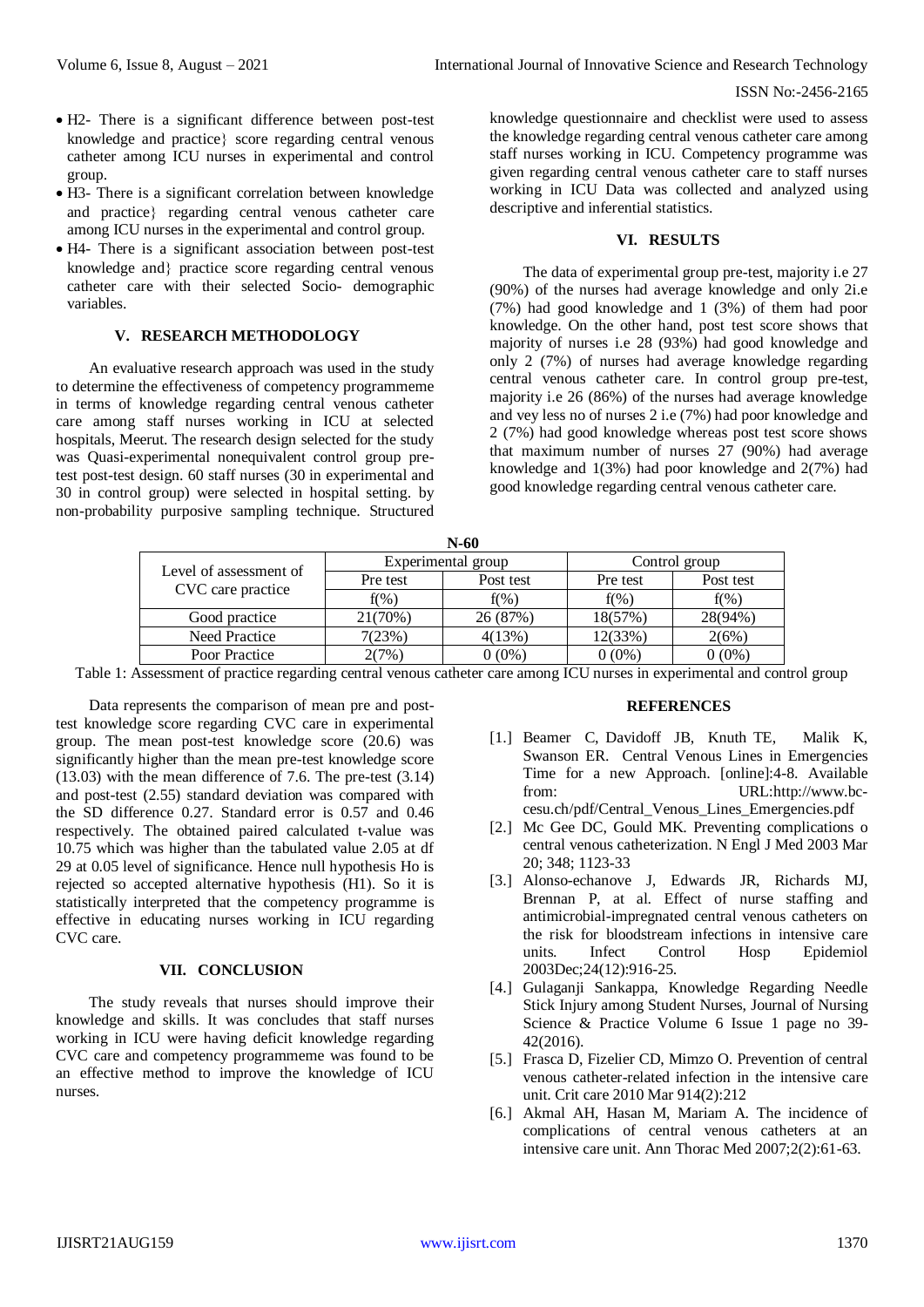- H2- There is a significant difference between post-test knowledge and practice} score regarding central venous catheter among ICU nurses in experimental and control group.
- H3- There is a significant correlation between knowledge and practice} regarding central venous catheter care among ICU nurses in the experimental and control group.
- H4- There is a significant association between post-test knowledge and} practice score regarding central venous catheter care with their selected Socio- demographic variables.

## V. RESEARCH METHODOLOGY

An evaluative research approach was used in the study to determine the effectiveness of competency programmeme in terms of knowledge regarding central venous catheter care among staff nurses working in ICU at selected hospitals, Meerut. The research design selected for the study was Quasi-experimental nonequivalent control group pre-test post-test design. 60 staff nurses (30 in experimental and 30 in control group) were selected in hospital setting. by non-probability purposive sampling technique. Structured knowledge questionnaire and checklist were used to assess the knowledge regarding central venous catheter care among staff nurses working in ICU. Competency programme was given regarding central venous catheter care to staff nurses working in ICU Data was collected and analyzed using descriptive and inferential statistics.

## VI. RESULTS

The data of experimental group pre-test, majority i.e 27 (90%) of the nurses had average knowledge and only 2i.e (7%) had good knowledge and 1 (3%) of them had poor knowledge. On the other hand, post test score shows that majority of nurses i.e 28 (93%) had good knowledge and only 2 (7%) of nurses had average knowledge regarding central venous catheter care. In control group pre-test, majority i.e 26 (86%) of the nurses had average knowledge and vey less no of nurses 2 i.e (7%) had poor knowledge and 2 (7%) had good knowledge whereas post test score shows that maximum number of nurses 27 (90%) had average knowledge and 1(3%) had poor knowledge and 2(7%) had good knowledge regarding central venous catheter care.

**N-60**

| Level of assessment of CVC care practice | Experimental group | | Control group | |
|---|---|---|---|---|
| | Pre test | Post test | Pre test | Post test |
| | f(%) | f(%) | f(%) | f(%) |
| Good practice | 21(70%) | 26 (87%) | 18(57%) | 28(94%) |
| Need Practice | 7(23%) | 4(13%) | 12(33%) | 2(6%) |
| Poor Practice | 2(7%) | 0 (0%) | 0 (0%) | 0 (0%) |

Table 1: Assessment of practice regarding central venous catheter care among ICU nurses in experimental and control group

Data represents the comparison of mean pre and post-test knowledge score regarding CVC care in experimental group. The mean post-test knowledge score (20.6) was significantly higher than the mean pre-test knowledge score (13.03) with the mean difference of 7.6. The pre-test (3.14) and post-test (2.55) standard deviation was compared with the SD difference 0.27. Standard error is 0.57 and 0.46 respectively. The obtained paired calculated t-value was 10.75 which was higher than the tabulated value 2.05 at df 29 at 0.05 level of significance. Hence null hypothesis Ho is rejected so accepted alternative hypothesis (H1). So it is statistically interpreted that the competency programme is effective in educating nurses working in ICU regarding CVC care.

## VII. CONCLUSION

The study reveals that nurses should improve their knowledge and skills. It was concludes that staff nurses working in ICU were having deficit knowledge regarding CVC care and competency programmeme was found to be an effective method to improve the knowledge of ICU nurses.

## REFERENCES

[1.] Beamer C, Davidoff JB, Knuth TE, Malik K, Swanson ER. Central Venous Lines in Emergencies Time for a new Approach. [online]:4-8. Available from: URL:http://www.bc-cesu.ch/pdf/Central_Venous_Lines_Emergencies.pdf

[2.] Mc Gee DC, Gould MK. Preventing complications o central venous catheterization. N Engl J Med 2003 Mar 20; 348; 1123-33

[3.] Alonso-echanove J, Edwards JR, Richards MJ, Brennan P, at al. Effect of nurse staffing and antimicrobial-impregnated central venous catheters on the risk for bloodstream infections in intensive care units. Infect Control Hosp Epidemiol 2003Dec;24(12):916-25.

[4.] Gulaganji Sankappa, Knowledge Regarding Needle Stick Injury among Student Nurses, Journal of Nursing Science & Practice Volume 6 Issue 1 page no 39-42(2016).

[5.] Frasca D, Fizelier CD, Mimzo O. Prevention of central venous catheter-related infection in the intensive care unit. Crit care 2010 Mar 914(2):212

[6.] Akmal AH, Hasan M, Mariam A. The incidence of complications of central venous catheters at an intensive care unit. Ann Thorac Med 2007;2(2):61-63.